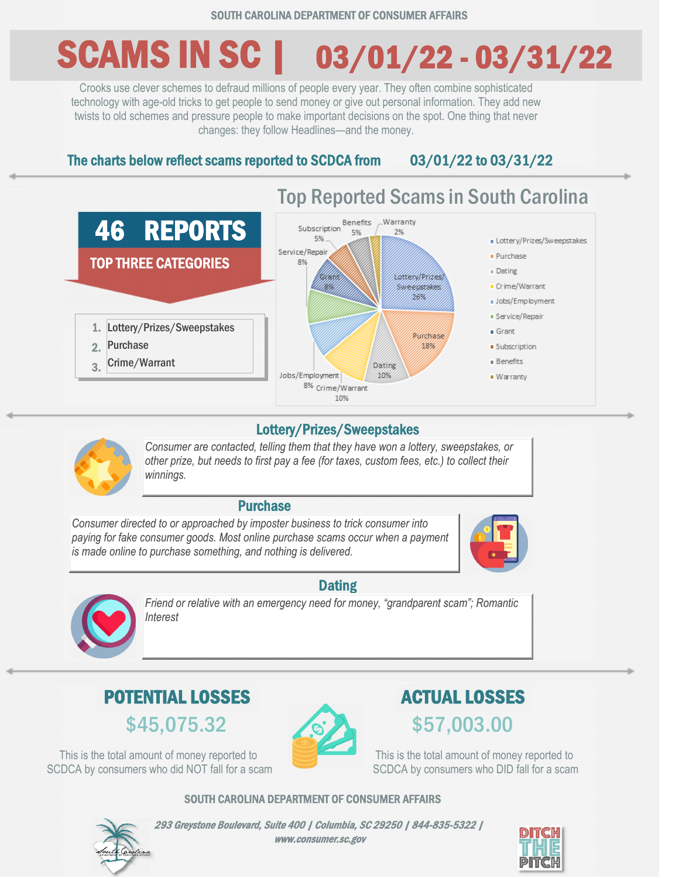SOUTH CAROLINA DEPARTMENT OF CONSUMER AFFAIRS

# SCAMS IN SC | 03/01/22 - 03/31/22

Crooks use clever schemes to defraud millions of people every year. They often combine sophisticated technology with age-old tricks to get people to send money or give out personal information. They add new twists to old schemes and pressure people to make important decisions on the spot. One thing that never changes: they follow Headlines—and the money.

**The charts below reflect scams reported to SCDCA from 03/01/22 to 03/31/22**

## 46 REPORTS

### TOP THREE CATEGORIES

1. Lottery/Prizes/Sweepstakes
2. Purchase
3. Crime/Warrant

## Top Reported Scams in South Carolina

| Category | Percentage |
|---|---|
| Lottery/Prizes/Sweepstakes | 26% |
| Purchase | 18% |
| Dating | 10% |
| Crime/Warrant | 10% |
| Jobs/Employment | 8% |
| Service/Repair | 8% |
| Grant | 8% |
| Subscription | 5% |
| Benefits | 5% |
| Warranty | 2% |

## Lottery/Prizes/Sweepstakes

*Consumer are contacted, telling them that they have won a lottery, sweepstakes, or other prize, but needs to first pay a fee (for taxes, custom fees, etc.) to collect their winnings.*

## Purchase

*Consumer directed to or approached by imposter business to trick consumer into paying for fake consumer goods. Most online purchase scams occur when a payment is made online to purchase something, and nothing is delivered.*

## Dating

*Friend or relative with an emergency need for money, "grandparent scam"; Romantic Interest*

## POTENTIAL LOSSES

**$45,075.32**

This is the total amount of money reported to SCDCA by consumers who did NOT fall for a scam

## ACTUAL LOSSES

**$57,003.00**

This is the total amount of money reported to SCDCA by consumers who DID fall for a scam

SOUTH CAROLINA DEPARTMENT OF CONSUMER AFFAIRS

*293 Greystone Boulevard, Suite 400 | Columbia, SC 29250 | 844-835-5322 | www.consumer.sc.gov*

DITCH THE PITCH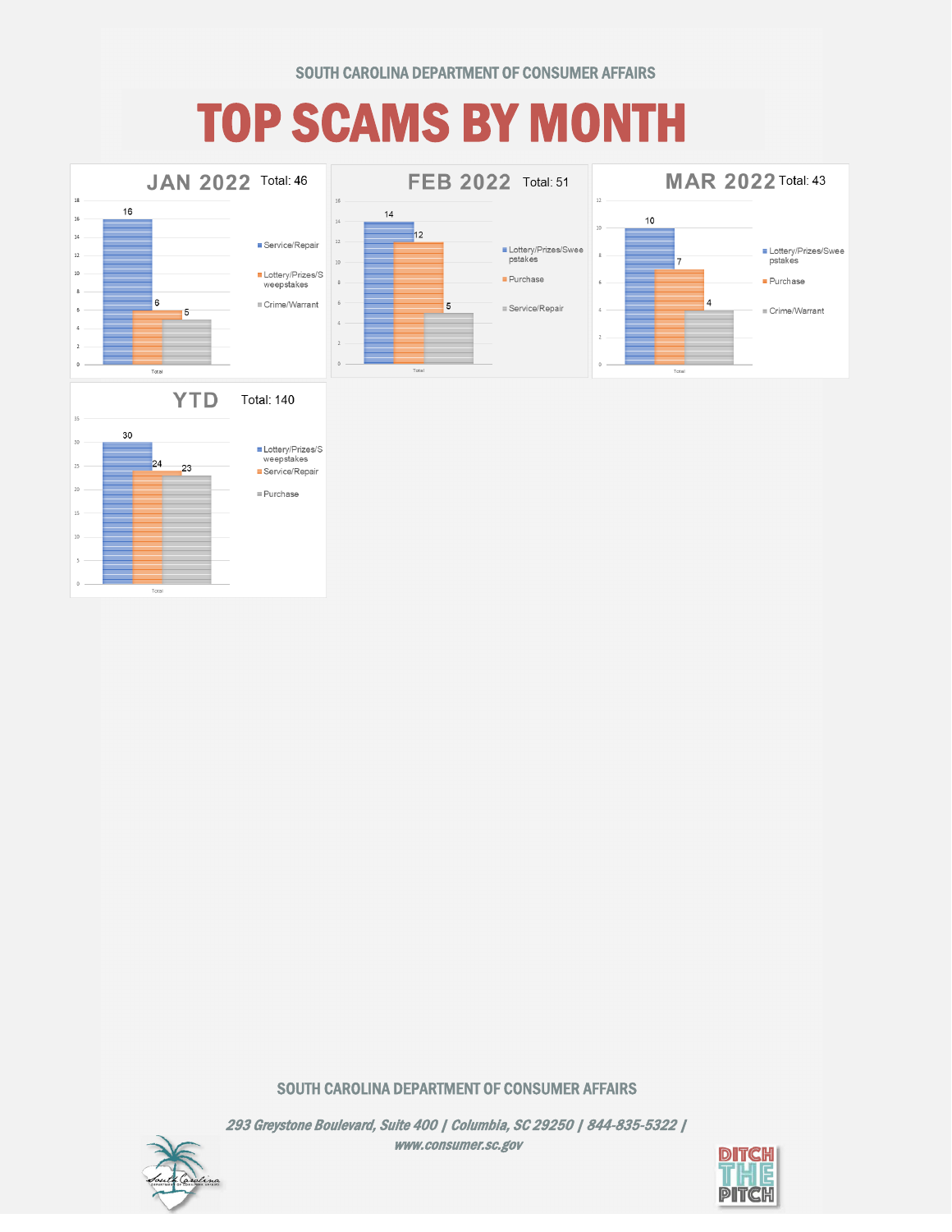SOUTH CAROLINA DEPARTMENT OF CONSUMER AFFAIRS

# TOP SCAMS BY MONTH

## JAN 2022

Total: 46

16

6

5

Service/Repair

Lottery/Prizes/Sweepstakes

Crime/Warrant

Total

## FEB 2022

Total: 51

14

12

5

Lottery/Prizes/Sweepstakes

Purchase

Service/Repair

Total

## MAR 2022

Total: 43

10

7

4

Lottery/Prizes/Sweepstakes

Purchase

Crime/Warrant

Total

## YTD

Total: 140

30

24

23

Lottery/Prizes/Sweepstakes

Service/Repair

Purchase

Total

SOUTH CAROLINA DEPARTMENT OF CONSUMER AFFAIRS

*293 Greystone Boulevard, Suite 400 | Columbia, SC 29250 | 844-835-5322 | www.consumer.sc.gov*

DITCH THE PITCH